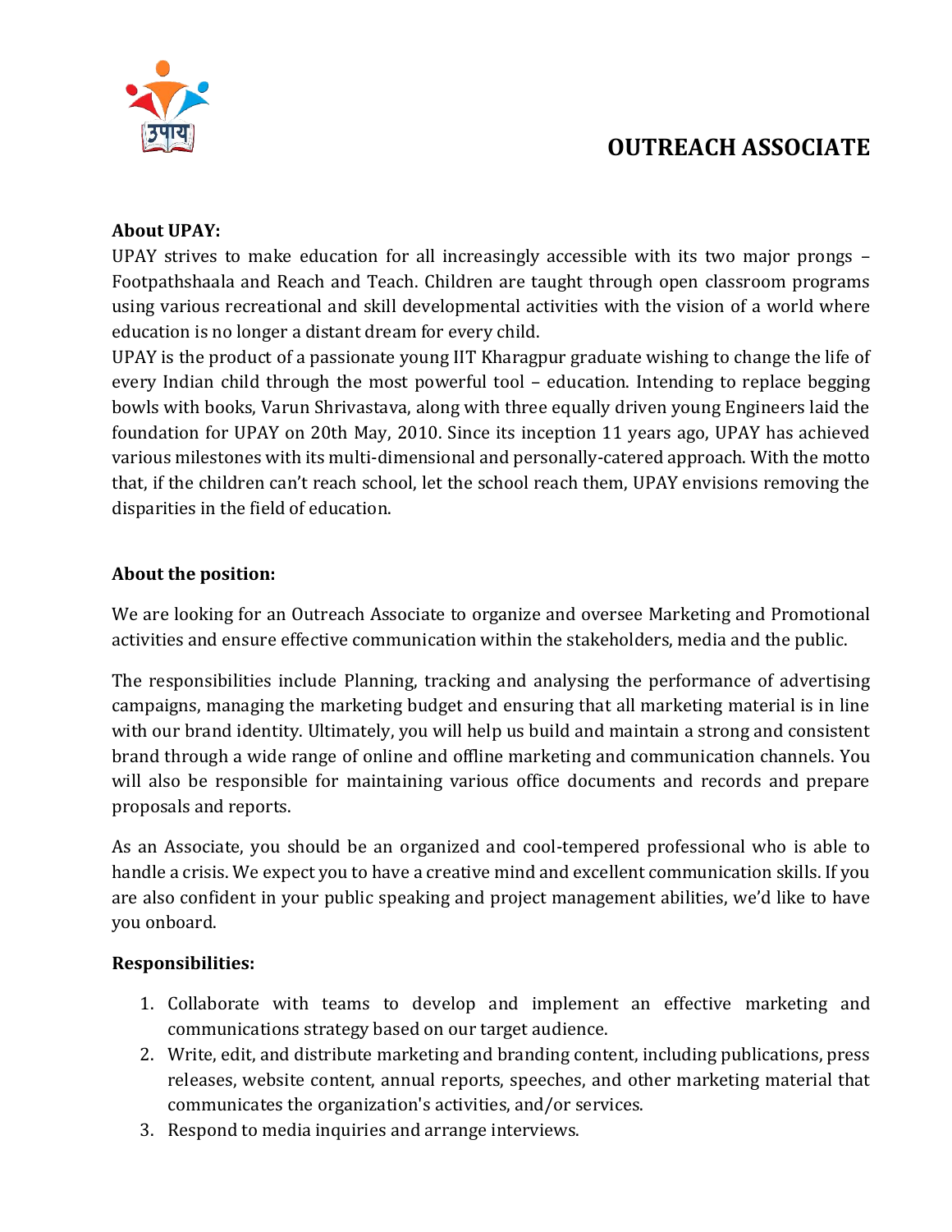# OUTREACH ASSOCIATE

**About UPAY:**

UPAY strives to make education for all increasingly accessible with its two major prongs – Footpathshaala and Reach and Teach. Children are taught through open classroom programs using various recreational and skill developmental activities with the vision of a world where education is no longer a distant dream for every child.

UPAY is the product of a passionate young IIT Kharagpur graduate wishing to change the life of every Indian child through the most powerful tool – education. Intending to replace begging bowls with books, Varun Shrivastava, along with three equally driven young Engineers laid the foundation for UPAY on 20th May, 2010. Since its inception 11 years ago, UPAY has achieved various milestones with its multi-dimensional and personally-catered approach. With the motto that, if the children can't reach school, let the school reach them, UPAY envisions removing the disparities in the field of education.

**About the position:**

We are looking for an Outreach Associate to organize and oversee Marketing and Promotional activities and ensure effective communication within the stakeholders, media and the public.

The responsibilities include Planning, tracking and analysing the performance of advertising campaigns, managing the marketing budget and ensuring that all marketing material is in line with our brand identity. Ultimately, you will help us build and maintain a strong and consistent brand through a wide range of online and offline marketing and communication channels. You will also be responsible for maintaining various office documents and records and prepare proposals and reports.

As an Associate, you should be an organized and cool-tempered professional who is able to handle a crisis. We expect you to have a creative mind and excellent communication skills. If you are also confident in your public speaking and project management abilities, we'd like to have you onboard.

**Responsibilities:**

1. Collaborate with teams to develop and implement an effective marketing and communications strategy based on our target audience.
2. Write, edit, and distribute marketing and branding content, including publications, press releases, website content, annual reports, speeches, and other marketing material that communicates the organization's activities, and/or services.
3. Respond to media inquiries and arrange interviews.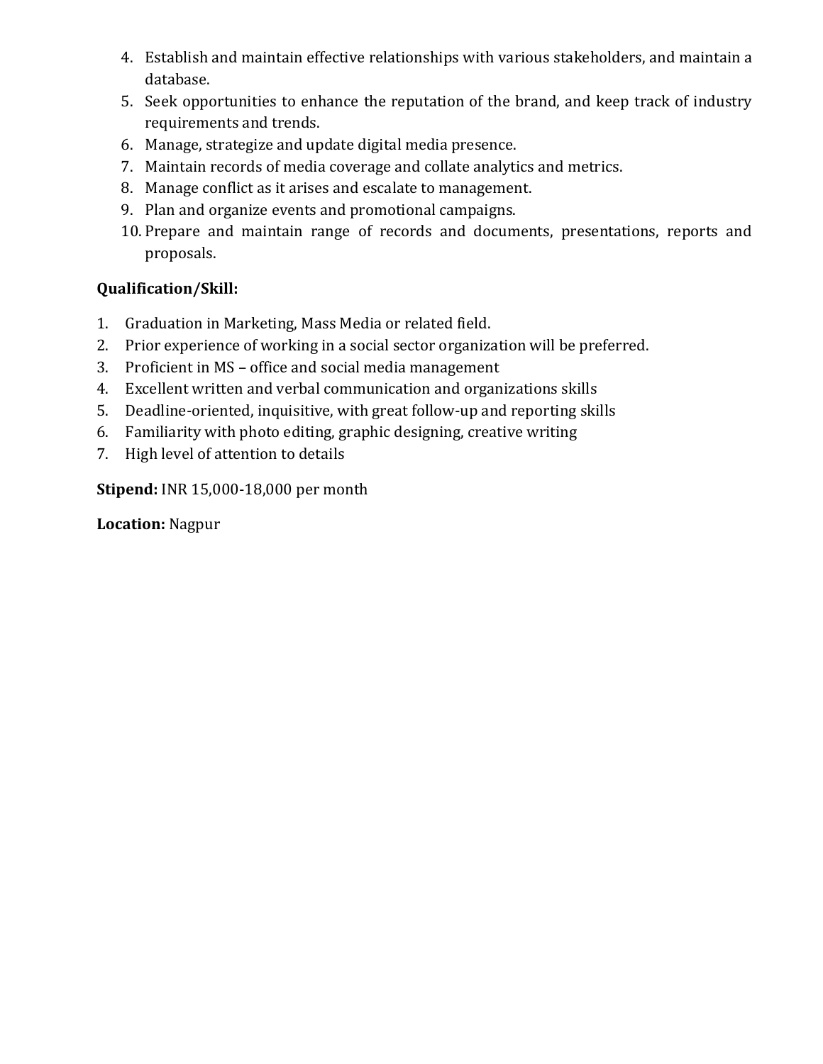4. Establish and maintain effective relationships with various stakeholders, and maintain a database.
5. Seek opportunities to enhance the reputation of the brand, and keep track of industry requirements and trends.
6. Manage, strategize and update digital media presence.
7. Maintain records of media coverage and collate analytics and metrics.
8. Manage conflict as it arises and escalate to management.
9. Plan and organize events and promotional campaigns.
10. Prepare and maintain range of records and documents, presentations, reports and proposals.

**Qualification/Skill:**

1. Graduation in Marketing, Mass Media or related field.
2. Prior experience of working in a social sector organization will be preferred.
3. Proficient in MS – office and social media management
4. Excellent written and verbal communication and organizations skills
5. Deadline-oriented, inquisitive, with great follow-up and reporting skills
6. Familiarity with photo editing, graphic designing, creative writing
7. High level of attention to details

**Stipend:** INR 15,000-18,000 per month

**Location:** Nagpur